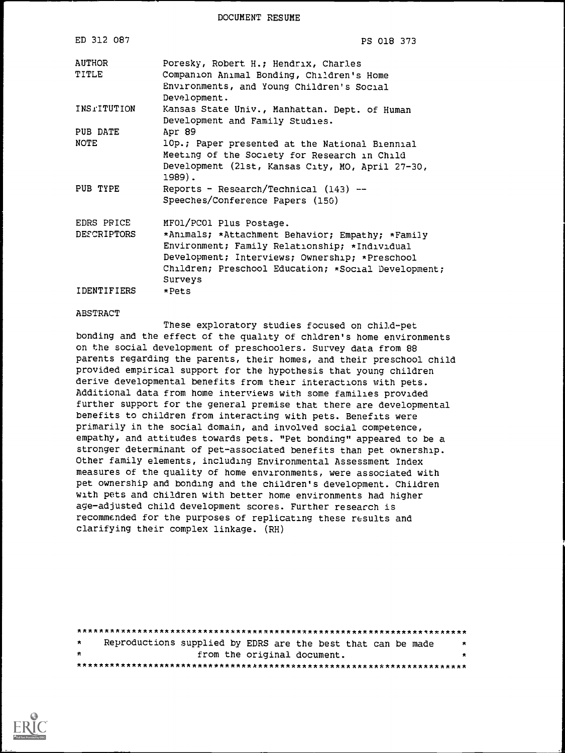DOCUMENT RESUME

| | |
|---|---|
| ED 312 087 | PS 018 373 |
| AUTHOR | Poresky, Robert H.; Hendrix, Charles |
| TITLE | Companion Animal Bonding, Children's Home Environments, and Young Children's Social Development. |
| INSTITUTION | Kansas State Univ., Manhattan. Dept. of Human Development and Family Studies. |
| PUB DATE | Apr 89 |
| NOTE | 10p.; Paper presented at the National Biennial Meeting of the Society for Research in Child Development (21st, Kansas City, MO, April 27-30, 1989). |
| PUB TYPE | Reports - Research/Technical (143) -- Speeches/Conference Papers (150) |
| EDRS PRICE | MF01/PC01 Plus Postage. |
| DESCRIPTORS | *Animals; *Attachment Behavior; Empathy; *Family Environment; Family Relationship; *Individual Development; Interviews; Ownership; *Preschool Children; Preschool Education; *Social Development; Surveys |
| IDENTIFIERS | *Pets |

ABSTRACT

These exploratory studies focused on child-pet bonding and the effect of the quality of children's home environments on the social development of preschoolers. Survey data from 88 parents regarding the parents, their homes, and their preschool child provided empirical support for the hypothesis that young children derive developmental benefits from their interactions with pets. Additional data from home interviews with some families provided further support for the general premise that there are developmental benefits to children from interacting with pets. Benefits were primarily in the social domain, and involved social competence, empathy, and attitudes towards pets. "Pet bonding" appeared to be a stronger determinant of pet-associated benefits than pet ownership. Other family elements, including Environmental Assessment Index measures of the quality of home environments, were associated with pet ownership and bonding and the children's development. Children with pets and children with better home environments had higher age-adjusted child development scores. Further research is recommended for the purposes of replicating these results and clarifying their complex linkage. (RH)

***********************************************************************
* Reproductions supplied by EDRS are the best that can be made *
* from the original document. *
***********************************************************************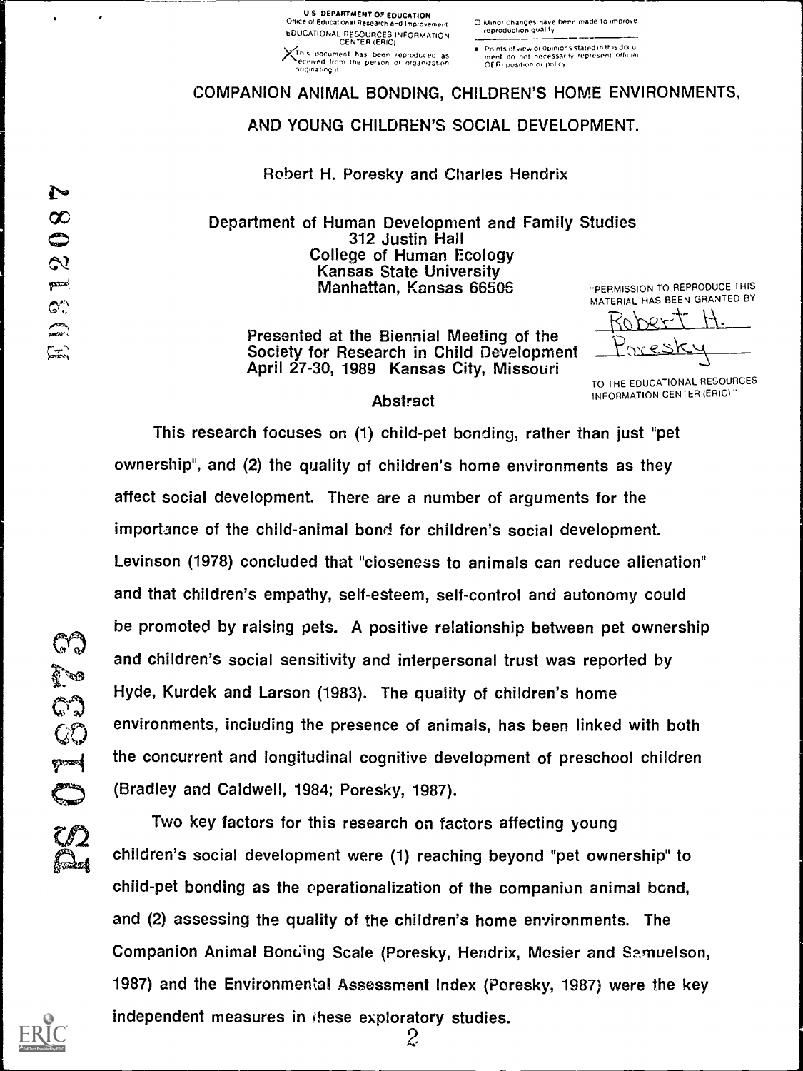U S DEPARTMENT OF EDUCATION
Office of Educational Research and Improvement
EDUCATIONAL RESOURCES INFORMATION CENTER (ERIC)

X This document has been reproduced as received from the person or organization originating it

☐ Minor changes have been made to improve reproduction quality

• Points of view or opinions stated in this document do not necessarily represent official OERI position or policy

# COMPANION ANIMAL BONDING, CHILDREN'S HOME ENVIRONMENTS, AND YOUNG CHILDREN'S SOCIAL DEVELOPMENT.

Robert H. Poresky and Charles Hendrix

Department of Human Development and Family Studies
312 Justin Hall
College of Human Ecology
Kansas State University
Manhattan, Kansas 66506

Presented at the Biennial Meeting of the Society for Research in Child Development April 27-30, 1989 Kansas City, Missouri

"PERMISSION TO REPRODUCE THIS MATERIAL HAS BEEN GRANTED BY Robert H. Poresky TO THE EDUCATIONAL RESOURCES INFORMATION CENTER (ERIC)"

## Abstract

This research focuses on (1) child-pet bonding, rather than just "pet ownership", and (2) the quality of children's home environments as they affect social development. There are a number of arguments for the importance of the child-animal bond for children's social development. Levinson (1978) concluded that "closeness to animals can reduce alienation" and that children's empathy, self-esteem, self-control and autonomy could be promoted by raising pets. A positive relationship between pet ownership and children's social sensitivity and interpersonal trust was reported by Hyde, Kurdek and Larson (1983). The quality of children's home environments, including the presence of animals, has been linked with both the concurrent and longitudinal cognitive development of preschool children (Bradley and Caldwell, 1984; Poresky, 1987).

Two key factors for this research on factors affecting young children's social development were (1) reaching beyond "pet ownership" to child-pet bonding as the operationalization of the companion animal bond, and (2) assessing the quality of the children's home environments. The Companion Animal Bonding Scale (Poresky, Hendrix, Mosier and Samuelson, 1987) and the Environmental Assessment Index (Poresky, 1987) were the key independent measures in these exploratory studies.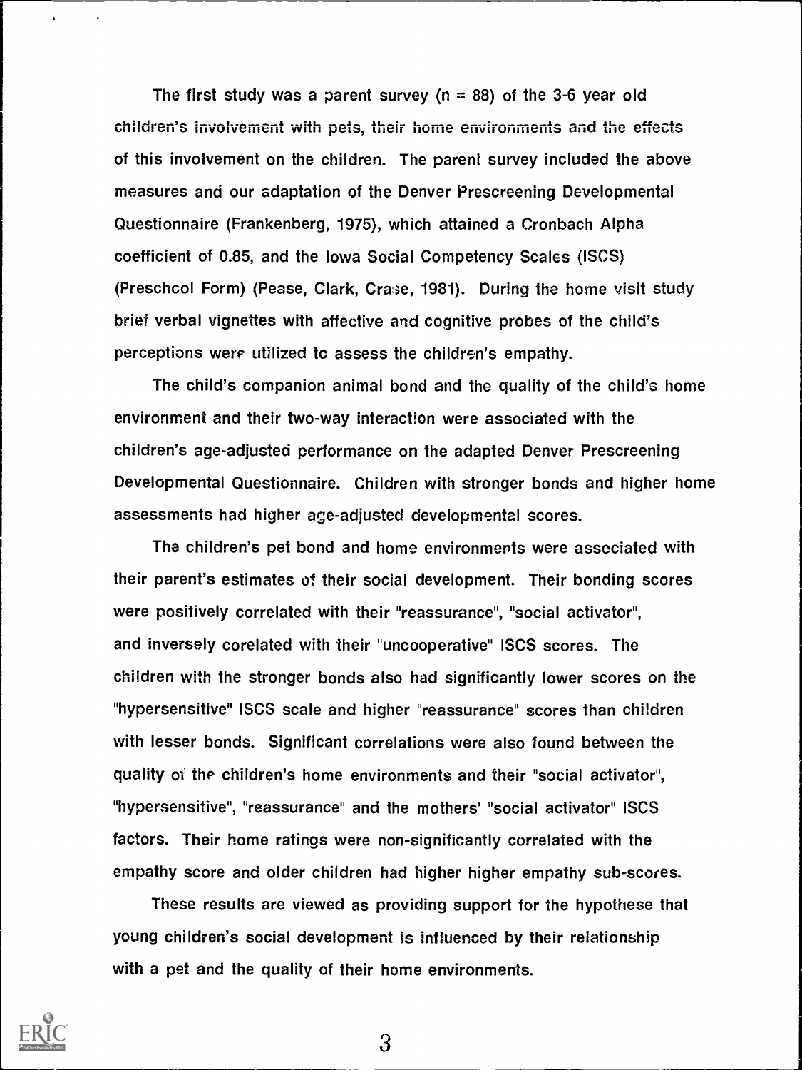The first study was a parent survey (n = 88) of the 3-6 year old children's involvement with pets, their home environments and the effects of this involvement on the children. The parent survey included the above measures and our adaptation of the Denver Prescreening Developmental Questionnaire (Frankenberg, 1975), which attained a Cronbach Alpha coefficient of 0.85, and the Iowa Social Competency Scales (ISCS) (Preschcol Form) (Pease, Clark, Crase, 1981). During the home visit study brief verbal vignettes with affective and cognitive probes of the child's perceptions were utilized to assess the children's empathy.

The child's companion animal bond and the quality of the child's home environment and their two-way interaction were associated with the children's age-adjusted performance on the adapted Denver Prescreening Developmental Questionnaire. Children with stronger bonds and higher home assessments had higher age-adjusted developmental scores.

The children's pet bond and home environments were associated with their parent's estimates of their social development. Their bonding scores were positively correlated with their "reassurance", "social activator", and inversely corelated with their "uncooperative" ISCS scores. The children with the stronger bonds also had significantly lower scores on the "hypersensitive" ISCS scale and higher "reassurance" scores than children with lesser bonds. Significant correlations were also found between the quality of the children's home environments and their "social activator", "hypersensitive", "reassurance" and the mothers' "social activator" ISCS factors. Their home ratings were non-significantly correlated with the empathy score and older children had higher higher empathy sub-scores.

These results are viewed as providing support for the hypothese that young children's social development is influenced by their relationship with a pet and the quality of their home environments.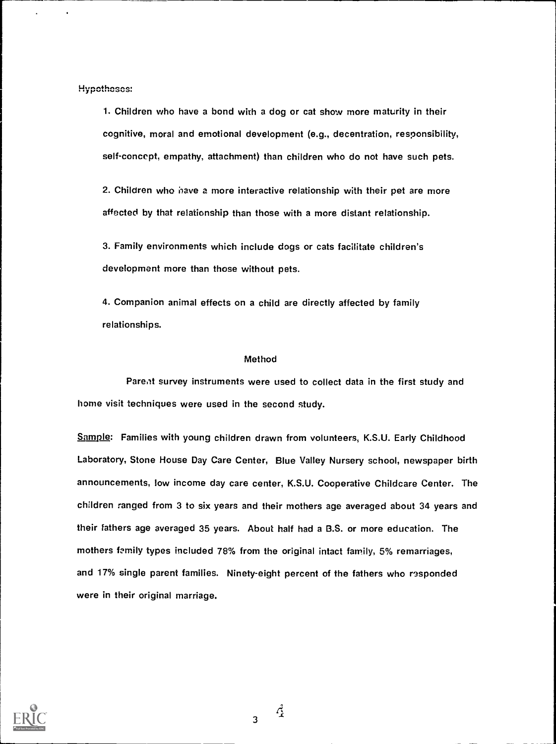Hypotheses:

1. Children who have a bond with a dog or cat show more maturity in their cognitive, moral and emotional development (e.g., decentration, responsibility, self-concept, empathy, attachment) than children who do not have such pets.

2. Children who have a more interactive relationship with their pet are more affected by that relationship than those with a more distant relationship.

3. Family environments which include dogs or cats facilitate children's development more than those without pets.

4. Companion animal effects on a child are directly affected by family relationships.

## Method

Parent survey instruments were used to collect data in the first study and home visit techniques were used in the second study.

Sample: Families with young children drawn from volunteers, K.S.U. Early Childhood Laboratory, Stone House Day Care Center, Blue Valley Nursery school, newspaper birth announcements, low income day care center, K.S.U. Cooperative Childcare Center. The children ranged from 3 to six years and their mothers age averaged about 34 years and their fathers age averaged 35 years. About half had a B.S. or more education. The mothers family types included 78% from the original intact family, 5% remarriages, and 17% single parent families. Ninety-eight percent of the fathers who responded were in their original marriage.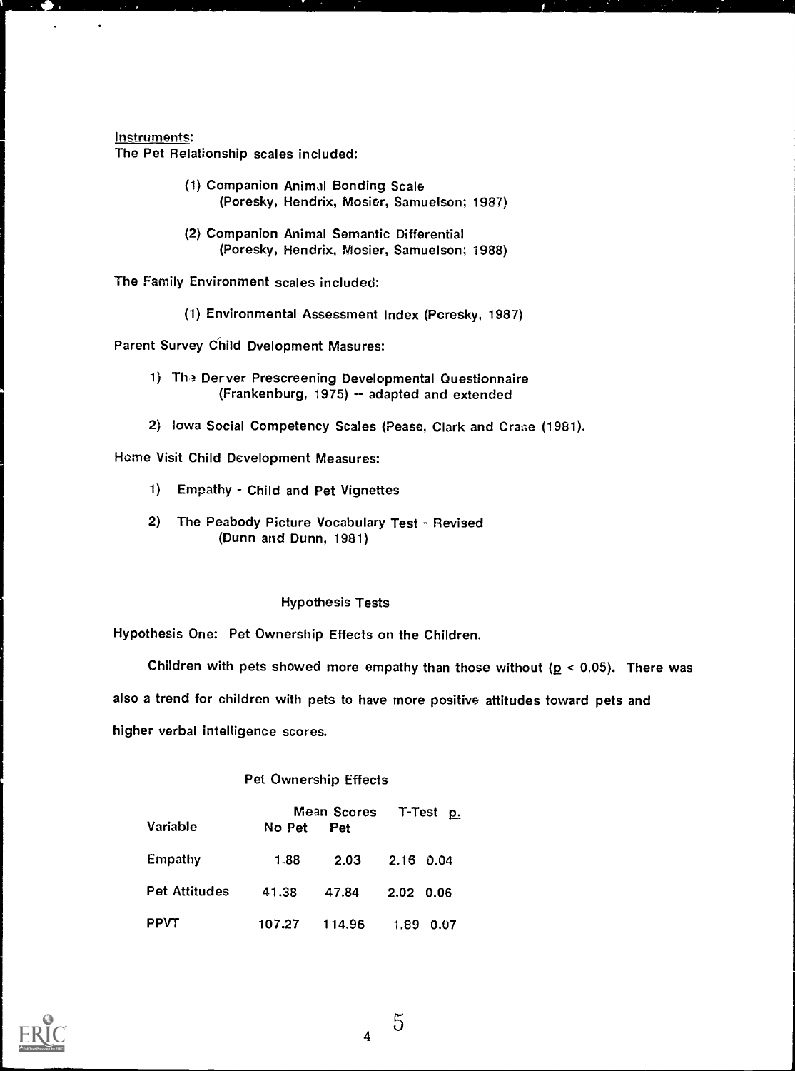Instruments:

The Pet Relationship scales included:

(1) Companion Animal Bonding Scale
(Poresky, Hendrix, Mosier, Samuelson; 1987)

(2) Companion Animal Semantic Differential
(Poresky, Hendrix, Mosier, Samuelson; 1988)

The Family Environment scales included:

(1) Environmental Assessment Index (Poresky, 1987)

Parent Survey Child Dvelopment Masures:

1) The Derver Prescreening Developmental Questionnaire
(Frankenburg, 1975) -- adapted and extended

2) Iowa Social Competency Scales (Pease, Clark and Crase (1981).

Home Visit Child Development Measures:

1) Empathy - Child and Pet Vignettes

2) The Peabody Picture Vocabulary Test - Revised
(Dunn and Dunn, 1981)

## Hypothesis Tests

Hypothesis One: Pet Ownership Effects on the Children.

Children with pets showed more empathy than those without ($p < 0.05$). There was also a trend for children with pets to have more positive attitudes toward pets and higher verbal intelligence scores.

Pet Ownership Effects

| Variable | Mean Scores No Pet | Mean Scores Pet | T-Test | $p$ |
|---|---|---|---|---|
| Empathy | 1.88 | 2.03 | 2.16 | 0.04 |
| Pet Attitudes | 41.38 | 47.84 | 2.02 | 0.06 |
| PPVT | 107.27 | 114.96 | 1.89 | 0.07 |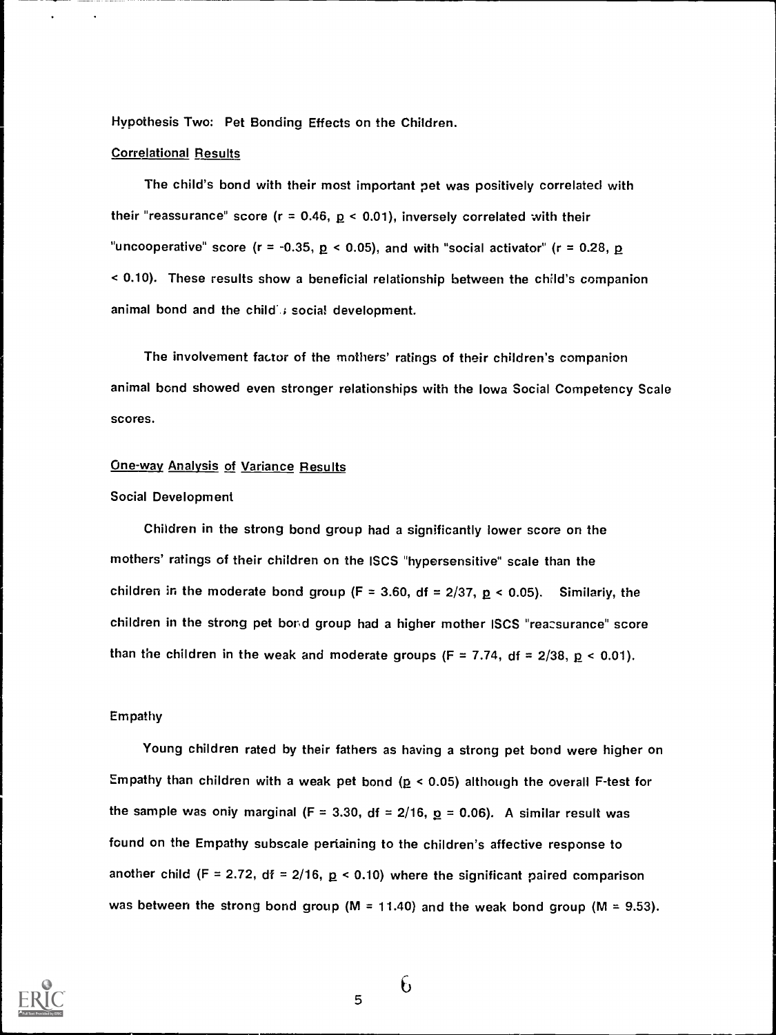Hypothesis Two: Pet Bonding Effects on the Children.

Correlational Results

The child's bond with their most important pet was positively correlated with their "reassurance" score ($r = 0.46$, $p < 0.01$), inversely correlated with their "uncooperative" score ($r = -0.35$, $p < 0.05$), and with "social activator" ($r = 0.28$, $p < 0.10$). These results show a beneficial relationship between the child's companion animal bond and the child's social development.

The involvement factor of the mothers' ratings of their children's companion animal bond showed even stronger relationships with the Iowa Social Competency Scale scores.

One-way Analysis of Variance Results

Social Development

Children in the strong bond group had a significantly lower score on the mothers' ratings of their children on the ISCS "hypersensitive" scale than the children in the moderate bond group ($F = 3.60$, $df = 2/37$, $p < 0.05$). Similarly, the children in the strong pet bond group had a higher mother ISCS "reassurance" score than the children in the weak and moderate groups ($F = 7.74$, $df = 2/38$, $p < 0.01$).

Empathy

Young children rated by their fathers as having a strong pet bond were higher on Empathy than children with a weak pet bond ($p < 0.05$) although the overall F-test for the sample was only marginal ($F = 3.30$, $df = 2/16$, $p = 0.06$). A similar result was found on the Empathy subscale pertaining to the children's affective response to another child ($F = 2.72$, $df = 2/16$, $p < 0.10$) where the significant paired comparison was between the strong bond group ($M = 11.40$) and the weak bond group ($M = 9.53$).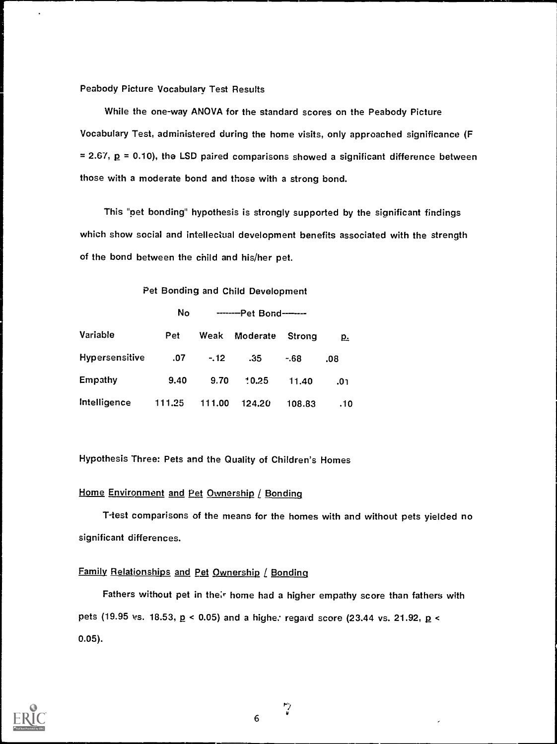Peabody Picture Vocabulary Test Results

While the one-way ANOVA for the standard scores on the Peabody Picture Vocabulary Test, administered during the home visits, only approached significance ($F = 2.67$, $p = 0.10$), the LSD paired comparisons showed a significant difference between those with a moderate bond and those with a strong bond.

This "pet bonding" hypothesis is strongly supported by the significant findings which show social and intellectual development benefits associated with the strength of the bond between the child and his/her pet.

Pet Bonding and Child Development

| Variable | No Pet | Pet Bond: Weak | Pet Bond: Moderate | Pet Bond: Strong | p. |
|---|---|---|---|---|---|
| Hypersensitive | .07 | -.12 | .35 | -.68 | .08 |
| Empathy | 9.40 | 9.70 | 10.25 | 11.40 | .01 |
| Intelligence | 111.25 | 111.00 | 124.20 | 108.83 | .10 |

Hypothesis Three: Pets and the Quality of Children's Homes

Home Environment and Pet Ownership / Bonding

T-test comparisons of the means for the homes with and without pets yielded no significant differences.

Family Relationships and Pet Ownership / Bonding

Fathers without pet in their home had a higher empathy score than fathers with pets (19.95 vs. 18.53, $p < 0.05$) and a higher regard score (23.44 vs. 21.92, $p < 0.05$).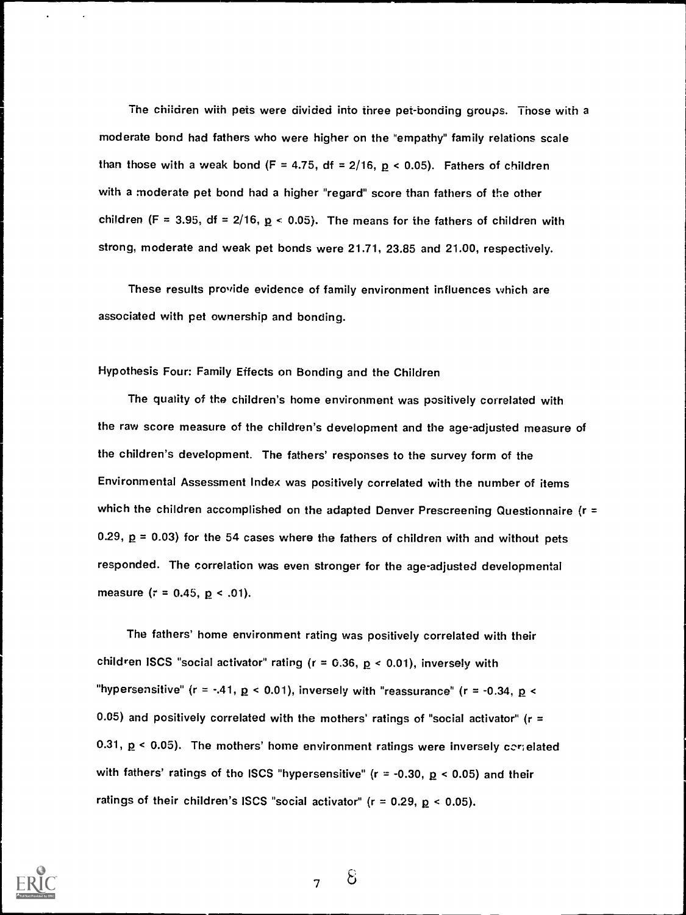The children with pets were divided into three pet-bonding groups. Those with a moderate bond had fathers who were higher on the "empathy" family relations scale than those with a weak bond ($F = 4.75$, $df = 2/16$, $p < 0.05$). Fathers of children with a moderate pet bond had a higher "regard" score than fathers of the other children ($F = 3.95$, $df = 2/16$, $p < 0.05$). The means for the fathers of children with strong, moderate and weak pet bonds were 21.71, 23.85 and 21.00, respectively.

These results provide evidence of family environment influences which are associated with pet ownership and bonding.

Hypothesis Four: Family Effects on Bonding and the Children

The quality of the children's home environment was positively correlated with the raw score measure of the children's development and the age-adjusted measure of the children's development. The fathers' responses to the survey form of the Environmental Assessment Index was positively correlated with the number of items which the children accomplished on the adapted Denver Prescreening Questionnaire ($r = 0.29$, $p = 0.03$) for the 54 cases where the fathers of children with and without pets responded. The correlation was even stronger for the age-adjusted developmental measure ($r = 0.45$, $p < .01$).

The fathers' home environment rating was positively correlated with their children ISCS "social activator" rating ($r = 0.36$, $p < 0.01$), inversely with "hypersensitive" ($r = -.41$, $p < 0.01$), inversely with "reassurance" ($r = -0.34$, $p < 0.05$) and positively correlated with the mothers' ratings of "social activator" ($r = 0.31$, $p < 0.05$). The mothers' home environment ratings were inversely correlated with fathers' ratings of the ISCS "hypersensitive" ($r = -0.30$, $p < 0.05$) and their ratings of their children's ISCS "social activator" ($r = 0.29$, $p < 0.05$).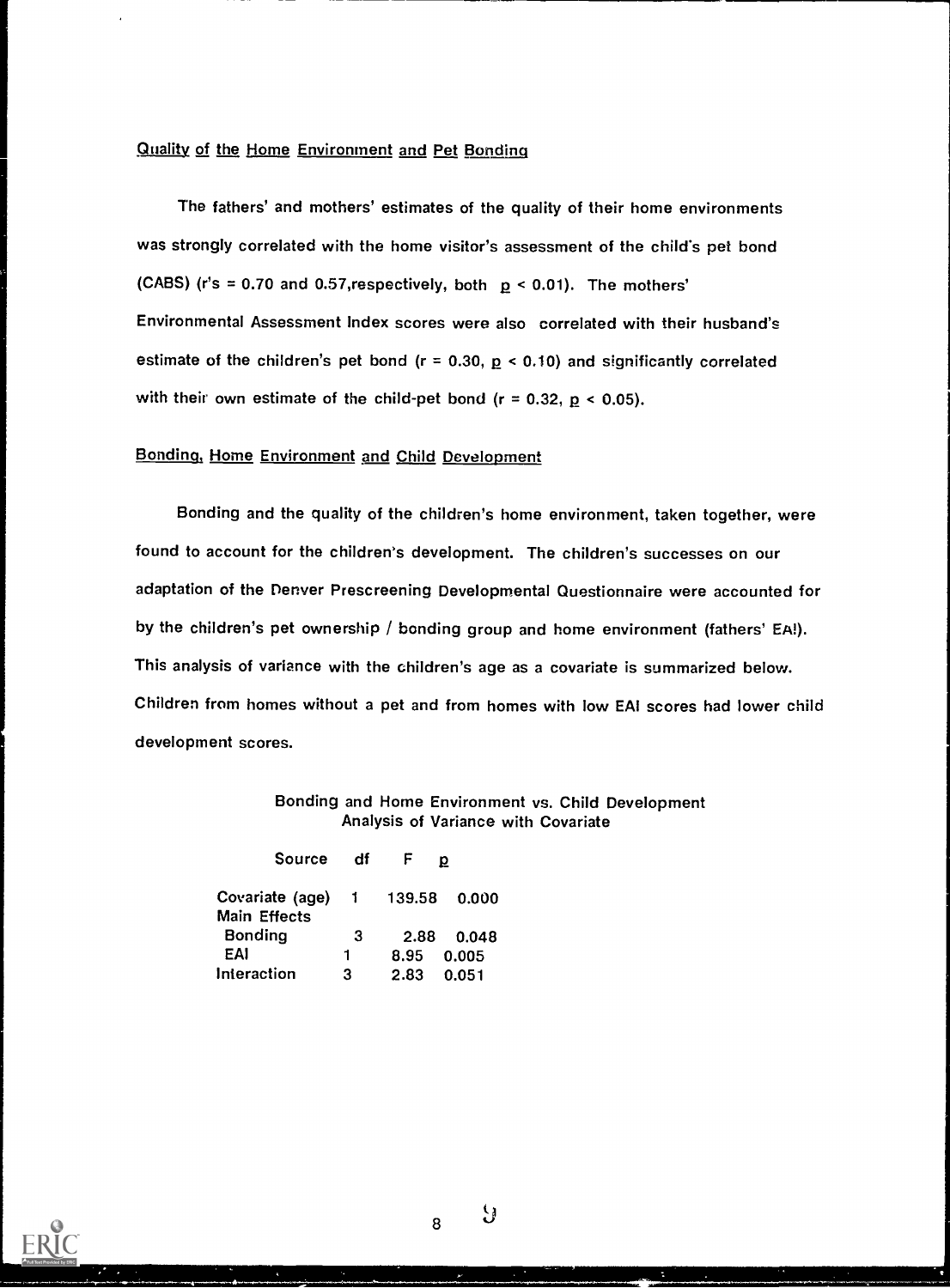## Quality of the Home Environment and Pet Bonding

The fathers' and mothers' estimates of the quality of their home environments was strongly correlated with the home visitor's assessment of the child's pet bond (CABS) (r's = 0.70 and 0.57,respectively, both $p < 0.01$). The mothers' Environmental Assessment Index scores were also correlated with their husband's estimate of the children's pet bond ($r = 0.30$, $p < 0.10$) and significantly correlated with their own estimate of the child-pet bond ($r = 0.32$, $p < 0.05$).

## Bonding, Home Environment and Child Development

Bonding and the quality of the children's home environment, taken together, were found to account for the children's development. The children's successes on our adaptation of the Denver Prescreening Developmental Questionnaire were accounted for by the children's pet ownership / bonding group and home environment (fathers' EAI). This analysis of variance with the children's age as a covariate is summarized below. Children from homes without a pet and from homes with low EAI scores had lower child development scores.

Bonding and Home Environment vs. Child Development
Analysis of Variance with Covariate

| Source | df | F | p |
|---|---|---|---|
| Covariate (age) | 1 | 139.58 | 0.000 |
| Main Effects | | | |
| Bonding | 3 | 2.88 | 0.048 |
| EAI | 1 | 8.95 | 0.005 |
| Interaction | 3 | 2.83 | 0.051 |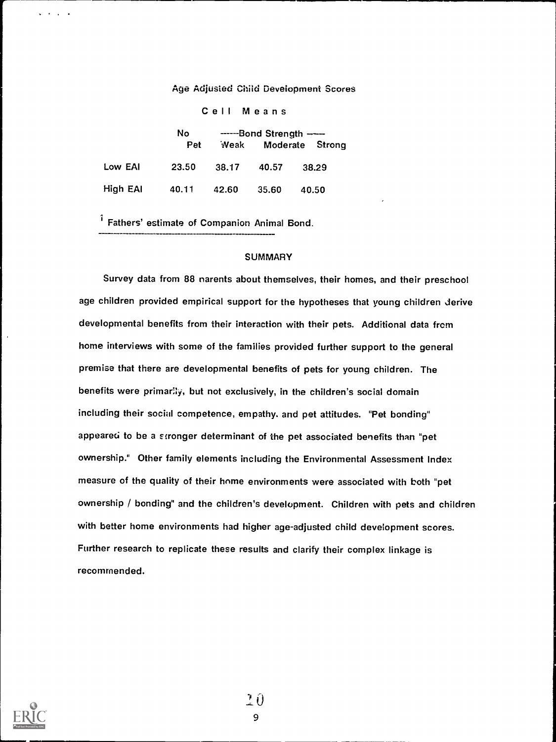Age Adjusted Child Development Scores

Cell Means

| | No Pet | Weak | Moderate | Strong |
|---|---|---|---|---|
| | | ------Bond Strength ----- | | |
| Low EAI | 23.50 | 38.17 | 40.57 | 38.29 |
| High EAI | 40.11 | 42.60 | 35.60 | 40.50 |

[1] Fathers' estimate of Companion Animal Bond.

## SUMMARY

Survey data from 88 parents about themselves, their homes, and their preschool age children provided empirical support for the hypotheses that young children derive developmental benefits from their interaction with their pets. Additional data from home interviews with some of the families provided further support to the general premise that there are developmental benefits of pets for young children. The benefits were primarily, but not exclusively, in the children's social domain including their social competence, empathy, and pet attitudes. "Pet bonding" appeared to be a stronger determinant of the pet associated benefits than "pet ownership." Other family elements including the Environmental Assessment Index measure of the quality of their home environments were associated with both "pet ownership / bonding" and the children's development. Children with pets and children with better home environments had higher age-adjusted child development scores. Further research to replicate these results and clarify their complex linkage is recommended.